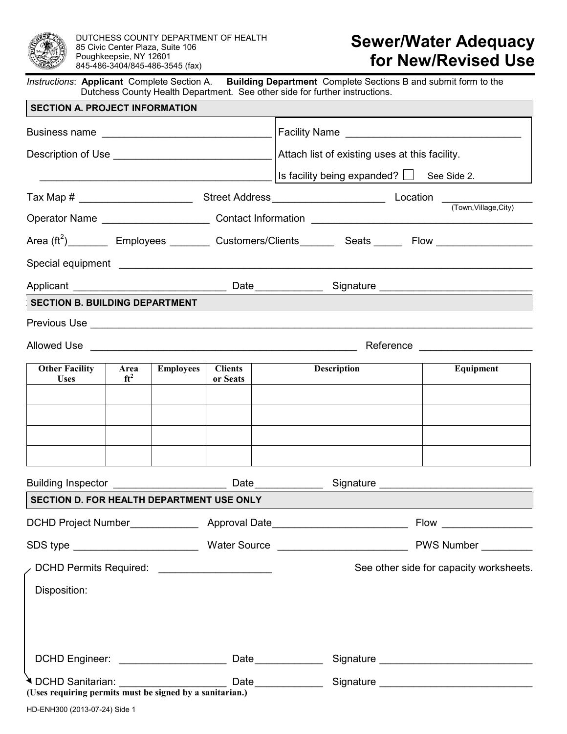DUTCHESS COUNTY DEPARTMENT OF HEALTH
85 Civic Center Plaza, Suite 106
Poughkeepsie, NY 12601
845-486-3404/845-486-3545 (fax)

# Sewer/Water Adequacy for New/Revised Use

*Instructions*: **Applicant** Complete Section A. **Building Department** Complete Sections B and submit form to the Dutchess County Health Department. See other side for further instructions.

## SECTION A. PROJECT INFORMATION

Business name ______________________________

Description of Use ____________________________

__________________________________________

Facility Name ________________________________

Attach list of existing uses at this facility.

Is facility being expanded? ☐ See Side 2.

Tax Map # ____________________ Street Address____________________ Location ______________ (Town,Village,City)

Operator Name ___________________ Contact Information ______________________________________

Area (ft$^2$)_______ Employees _______ Customers/Clients______ Seats _____ Flow ________________

Special equipment ___________________________________________________________________________

Applicant __________________________ Date____________ Signature __________________________

## SECTION B. BUILDING DEPARTMENT

Previous Use _______________________________________________________________________________

Allowed Use ______________________________________________ Reference ___________________

| Other Facility Uses | Area ft$^2$ | Employees | Clients or Seats | Description | Equipment |
|---|---|---|---|---|---|
| | | | | | |
| | | | | | |
| | | | | | |
| | | | | | |

Building Inspector ____________________ Date____________ Signature __________________________

## SECTION D. FOR HEALTH DEPARTMENT USE ONLY

DCHD Project Number____________ Approval Date________________________ Flow ________________

SDS type _____________________ Water Source _______________________ PWS Number _________

DCHD Permits Required: ___________________ See other side for capacity worksheets.

Disposition:

DCHD Engineer: __________________ Date____________ Signature __________________________

DCHD Sanitarian: ___________________ Date____________ Signature __________________________

**(Uses requiring permits must be signed by a sanitarian.)**

HD-ENH300 (2013-07-24) Side 1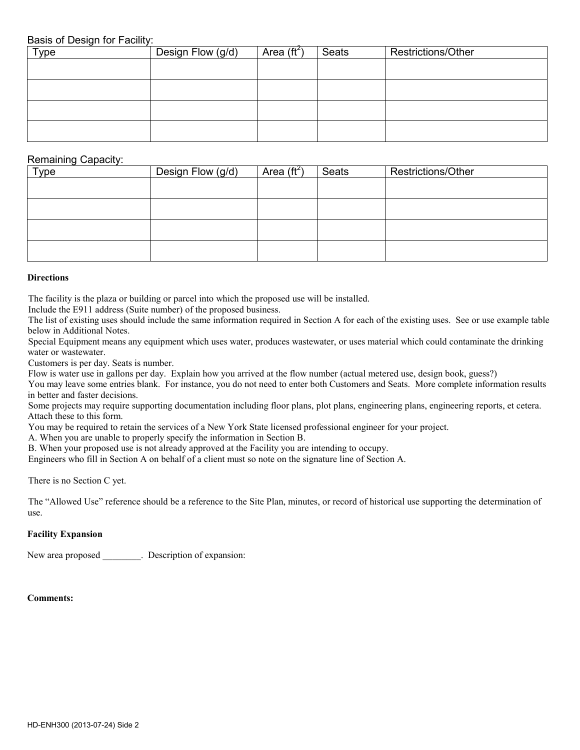Basis of Design for Facility:

| Type | Design Flow (g/d) | Area ($ft^2$) | Seats | Restrictions/Other |
| --- | --- | --- | --- | --- |
| | | | | |
| | | | | |
| | | | | |
| | | | | |

Remaining Capacity:

| Type | Design Flow (g/d) | Area ($ft^2$) | Seats | Restrictions/Other |
| --- | --- | --- | --- | --- |
| | | | | |
| | | | | |
| | | | | |
| | | | | |

**Directions**

The facility is the plaza or building or parcel into which the proposed use will be installed.
Include the E911 address (Suite number) of the proposed business.
The list of existing uses should include the same information required in Section A for each of the existing uses. See or use example table below in Additional Notes.
Special Equipment means any equipment which uses water, produces wastewater, or uses material which could contaminate the drinking water or wastewater.
Customers is per day. Seats is number.
Flow is water use in gallons per day. Explain how you arrived at the flow number (actual metered use, design book, guess?)
You may leave some entries blank. For instance, you do not need to enter both Customers and Seats. More complete information results in better and faster decisions.
Some projects may require supporting documentation including floor plans, plot plans, engineering plans, engineering reports, et cetera. Attach these to this form.
You may be required to retain the services of a New York State licensed professional engineer for your project.
A. When you are unable to properly specify the information in Section B.
B. When your proposed use is not already approved at the Facility you are intending to occupy.
Engineers who fill in Section A on behalf of a client must so note on the signature line of Section A.

There is no Section C yet.

The "Allowed Use" reference should be a reference to the Site Plan, minutes, or record of historical use supporting the determination of use.

**Facility Expansion**

New area proposed ________. Description of expansion:

**Comments:**